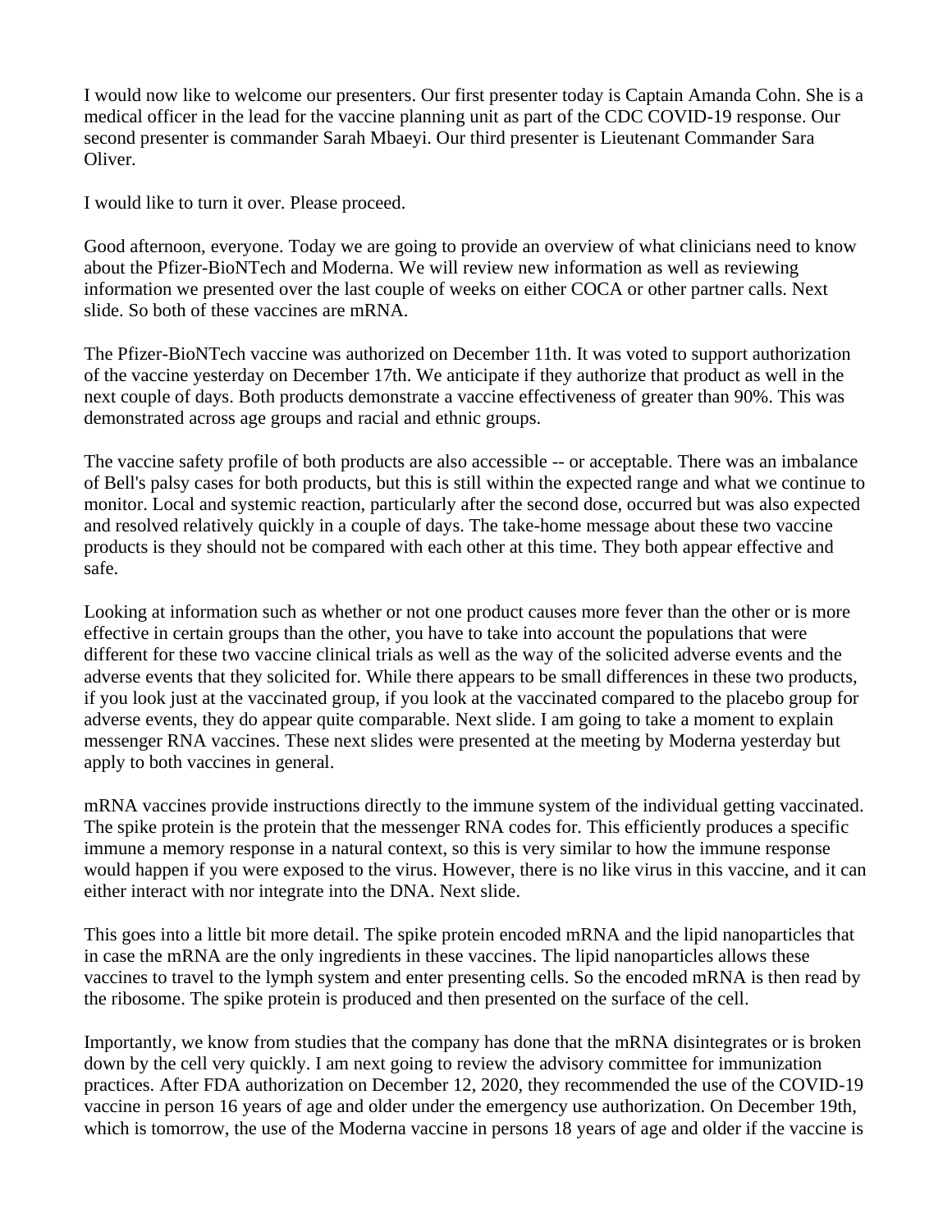I would now like to welcome our presenters. Our first presenter today is Captain Amanda Cohn. She is a medical officer in the lead for the vaccine planning unit as part of the CDC COVID-19 response. Our second presenter is commander Sarah Mbaeyi. Our third presenter is Lieutenant Commander Sara Oliver.

I would like to turn it over. Please proceed.

Good afternoon, everyone. Today we are going to provide an overview of what clinicians need to know about the Pfizer-BioNTech and Moderna. We will review new information as well as reviewing information we presented over the last couple of weeks on either COCA or other partner calls. Next slide. So both of these vaccines are mRNA.

The Pfizer-BioNTech vaccine was authorized on December 11th. It was voted to support authorization of the vaccine yesterday on December 17th. We anticipate if they authorize that product as well in the next couple of days. Both products demonstrate a vaccine effectiveness of greater than 90%. This was demonstrated across age groups and racial and ethnic groups.

The vaccine safety profile of both products are also accessible -- or acceptable. There was an imbalance of Bell's palsy cases for both products, but this is still within the expected range and what we continue to monitor. Local and systemic reaction, particularly after the second dose, occurred but was also expected and resolved relatively quickly in a couple of days. The take-home message about these two vaccine products is they should not be compared with each other at this time. They both appear effective and safe.

Looking at information such as whether or not one product causes more fever than the other or is more effective in certain groups than the other, you have to take into account the populations that were different for these two vaccine clinical trials as well as the way of the solicited adverse events and the adverse events that they solicited for. While there appears to be small differences in these two products, if you look just at the vaccinated group, if you look at the vaccinated compared to the placebo group for adverse events, they do appear quite comparable. Next slide. I am going to take a moment to explain messenger RNA vaccines. These next slides were presented at the meeting by Moderna yesterday but apply to both vaccines in general.

mRNA vaccines provide instructions directly to the immune system of the individual getting vaccinated. The spike protein is the protein that the messenger RNA codes for. This efficiently produces a specific immune a memory response in a natural context, so this is very similar to how the immune response would happen if you were exposed to the virus. However, there is no like virus in this vaccine, and it can either interact with nor integrate into the DNA. Next slide.

This goes into a little bit more detail. The spike protein encoded mRNA and the lipid nanoparticles that in case the mRNA are the only ingredients in these vaccines. The lipid nanoparticles allows these vaccines to travel to the lymph system and enter presenting cells. So the encoded mRNA is then read by the ribosome. The spike protein is produced and then presented on the surface of the cell.

Importantly, we know from studies that the company has done that the mRNA disintegrates or is broken down by the cell very quickly. I am next going to review the advisory committee for immunization practices. After FDA authorization on December 12, 2020, they recommended the use of the COVID-19 vaccine in person 16 years of age and older under the emergency use authorization. On December 19th, which is tomorrow, the use of the Moderna vaccine in persons 18 years of age and older if the vaccine is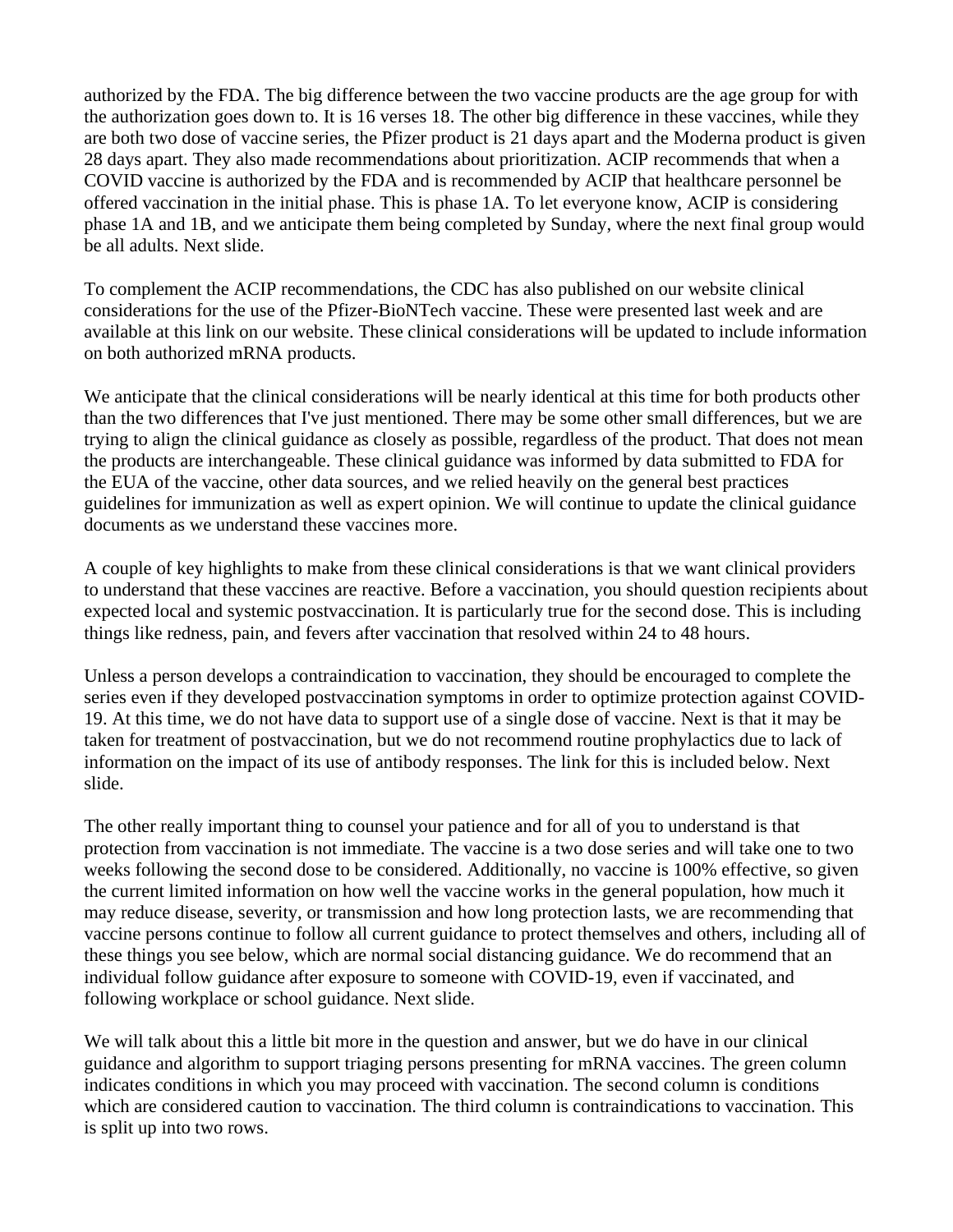authorized by the FDA. The big difference between the two vaccine products are the age group for with the authorization goes down to. It is 16 verses 18. The other big difference in these vaccines, while they are both two dose of vaccine series, the Pfizer product is 21 days apart and the Moderna product is given 28 days apart. They also made recommendations about prioritization. ACIP recommends that when a COVID vaccine is authorized by the FDA and is recommended by ACIP that healthcare personnel be offered vaccination in the initial phase. This is phase 1A. To let everyone know, ACIP is considering phase 1A and 1B, and we anticipate them being completed by Sunday, where the next final group would be all adults. Next slide.

To complement the ACIP recommendations, the CDC has also published on our website clinical considerations for the use of the Pfizer-BioNTech vaccine. These were presented last week and are available at this link on our website. These clinical considerations will be updated to include information on both authorized mRNA products.

We anticipate that the clinical considerations will be nearly identical at this time for both products other than the two differences that I've just mentioned. There may be some other small differences, but we are trying to align the clinical guidance as closely as possible, regardless of the product. That does not mean the products are interchangeable. These clinical guidance was informed by data submitted to FDA for the EUA of the vaccine, other data sources, and we relied heavily on the general best practices guidelines for immunization as well as expert opinion. We will continue to update the clinical guidance documents as we understand these vaccines more.

A couple of key highlights to make from these clinical considerations is that we want clinical providers to understand that these vaccines are reactive. Before a vaccination, you should question recipients about expected local and systemic postvaccination. It is particularly true for the second dose. This is including things like redness, pain, and fevers after vaccination that resolved within 24 to 48 hours.

Unless a person develops a contraindication to vaccination, they should be encouraged to complete the series even if they developed postvaccination symptoms in order to optimize protection against COVID-19. At this time, we do not have data to support use of a single dose of vaccine. Next is that it may be taken for treatment of postvaccination, but we do not recommend routine prophylactics due to lack of information on the impact of its use of antibody responses. The link for this is included below. Next slide.

The other really important thing to counsel your patience and for all of you to understand is that protection from vaccination is not immediate. The vaccine is a two dose series and will take one to two weeks following the second dose to be considered. Additionally, no vaccine is 100% effective, so given the current limited information on how well the vaccine works in the general population, how much it may reduce disease, severity, or transmission and how long protection lasts, we are recommending that vaccine persons continue to follow all current guidance to protect themselves and others, including all of these things you see below, which are normal social distancing guidance. We do recommend that an individual follow guidance after exposure to someone with COVID-19, even if vaccinated, and following workplace or school guidance. Next slide.

We will talk about this a little bit more in the question and answer, but we do have in our clinical guidance and algorithm to support triaging persons presenting for mRNA vaccines. The green column indicates conditions in which you may proceed with vaccination. The second column is conditions which are considered caution to vaccination. The third column is contraindications to vaccination. This is split up into two rows.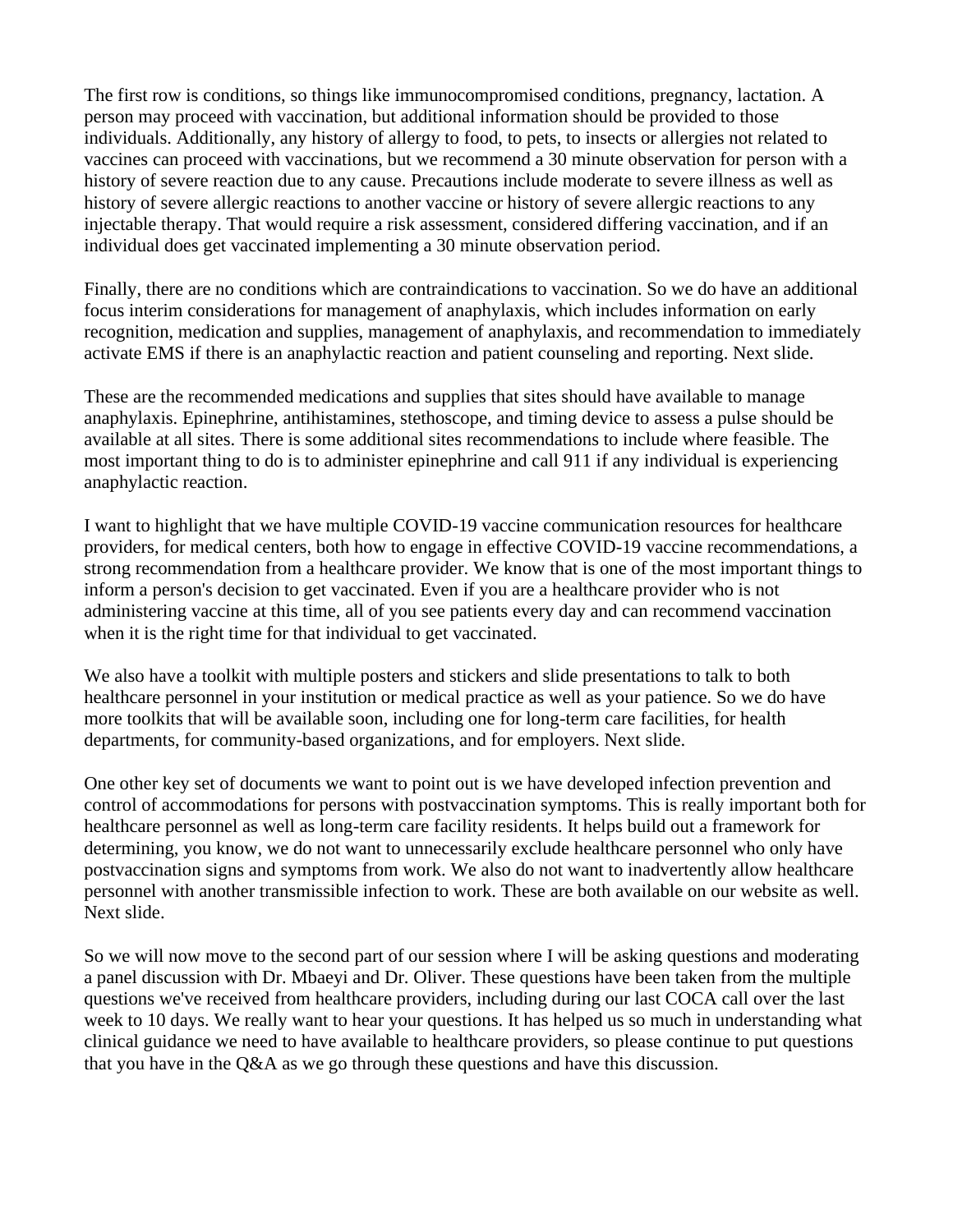The first row is conditions, so things like immunocompromised conditions, pregnancy, lactation. A person may proceed with vaccination, but additional information should be provided to those individuals. Additionally, any history of allergy to food, to pets, to insects or allergies not related to vaccines can proceed with vaccinations, but we recommend a 30 minute observation for person with a history of severe reaction due to any cause. Precautions include moderate to severe illness as well as history of severe allergic reactions to another vaccine or history of severe allergic reactions to any injectable therapy. That would require a risk assessment, considered differing vaccination, and if an individual does get vaccinated implementing a 30 minute observation period.

Finally, there are no conditions which are contraindications to vaccination. So we do have an additional focus interim considerations for management of anaphylaxis, which includes information on early recognition, medication and supplies, management of anaphylaxis, and recommendation to immediately activate EMS if there is an anaphylactic reaction and patient counseling and reporting. Next slide.

These are the recommended medications and supplies that sites should have available to manage anaphylaxis. Epinephrine, antihistamines, stethoscope, and timing device to assess a pulse should be available at all sites. There is some additional sites recommendations to include where feasible. The most important thing to do is to administer epinephrine and call 911 if any individual is experiencing anaphylactic reaction.

I want to highlight that we have multiple COVID-19 vaccine communication resources for healthcare providers, for medical centers, both how to engage in effective COVID-19 vaccine recommendations, a strong recommendation from a healthcare provider. We know that is one of the most important things to inform a person's decision to get vaccinated. Even if you are a healthcare provider who is not administering vaccine at this time, all of you see patients every day and can recommend vaccination when it is the right time for that individual to get vaccinated.

We also have a toolkit with multiple posters and stickers and slide presentations to talk to both healthcare personnel in your institution or medical practice as well as your patience. So we do have more toolkits that will be available soon, including one for long-term care facilities, for health departments, for community-based organizations, and for employers. Next slide.

One other key set of documents we want to point out is we have developed infection prevention and control of accommodations for persons with postvaccination symptoms. This is really important both for healthcare personnel as well as long-term care facility residents. It helps build out a framework for determining, you know, we do not want to unnecessarily exclude healthcare personnel who only have postvaccination signs and symptoms from work. We also do not want to inadvertently allow healthcare personnel with another transmissible infection to work. These are both available on our website as well. Next slide.

So we will now move to the second part of our session where I will be asking questions and moderating a panel discussion with Dr. Mbaeyi and Dr. Oliver. These questions have been taken from the multiple questions we've received from healthcare providers, including during our last COCA call over the last week to 10 days. We really want to hear your questions. It has helped us so much in understanding what clinical guidance we need to have available to healthcare providers, so please continue to put questions that you have in the Q&A as we go through these questions and have this discussion.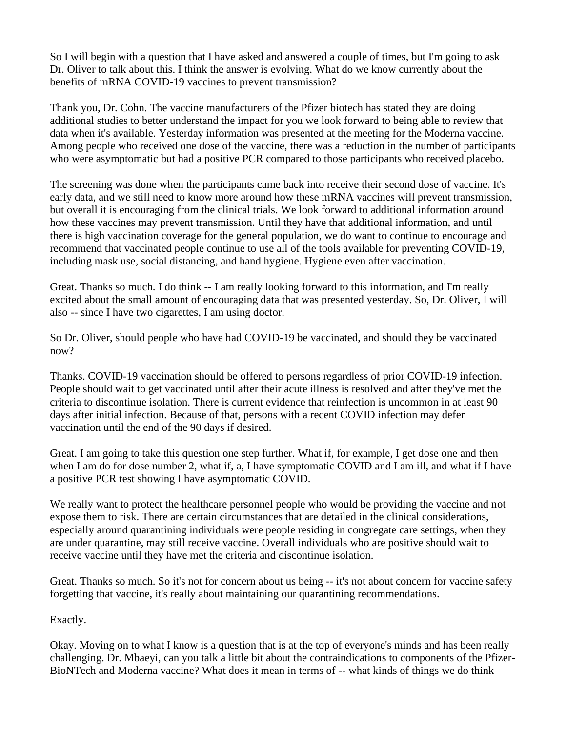So I will begin with a question that I have asked and answered a couple of times, but I'm going to ask Dr. Oliver to talk about this. I think the answer is evolving. What do we know currently about the benefits of mRNA COVID-19 vaccines to prevent transmission?

Thank you, Dr. Cohn. The vaccine manufacturers of the Pfizer biotech has stated they are doing additional studies to better understand the impact for you we look forward to being able to review that data when it's available. Yesterday information was presented at the meeting for the Moderna vaccine. Among people who received one dose of the vaccine, there was a reduction in the number of participants who were asymptomatic but had a positive PCR compared to those participants who received placebo.

The screening was done when the participants came back into receive their second dose of vaccine. It's early data, and we still need to know more around how these mRNA vaccines will prevent transmission, but overall it is encouraging from the clinical trials. We look forward to additional information around how these vaccines may prevent transmission. Until they have that additional information, and until there is high vaccination coverage for the general population, we do want to continue to encourage and recommend that vaccinated people continue to use all of the tools available for preventing COVID-19, including mask use, social distancing, and hand hygiene. Hygiene even after vaccination.

Great. Thanks so much. I do think -- I am really looking forward to this information, and I'm really excited about the small amount of encouraging data that was presented yesterday. So, Dr. Oliver, I will also -- since I have two cigarettes, I am using doctor.

So Dr. Oliver, should people who have had COVID-19 be vaccinated, and should they be vaccinated now?

Thanks. COVID-19 vaccination should be offered to persons regardless of prior COVID-19 infection. People should wait to get vaccinated until after their acute illness is resolved and after they've met the criteria to discontinue isolation. There is current evidence that reinfection is uncommon in at least 90 days after initial infection. Because of that, persons with a recent COVID infection may defer vaccination until the end of the 90 days if desired.

Great. I am going to take this question one step further. What if, for example, I get dose one and then when I am do for dose number 2, what if, a, I have symptomatic COVID and I am ill, and what if I have a positive PCR test showing I have asymptomatic COVID.

We really want to protect the healthcare personnel people who would be providing the vaccine and not expose them to risk. There are certain circumstances that are detailed in the clinical considerations, especially around quarantining individuals were people residing in congregate care settings, when they are under quarantine, may still receive vaccine. Overall individuals who are positive should wait to receive vaccine until they have met the criteria and discontinue isolation.

Great. Thanks so much. So it's not for concern about us being -- it's not about concern for vaccine safety forgetting that vaccine, it's really about maintaining our quarantining recommendations.

Exactly.

Okay. Moving on to what I know is a question that is at the top of everyone's minds and has been really challenging. Dr. Mbaeyi, can you talk a little bit about the contraindications to components of the Pfizer-BioNTech and Moderna vaccine? What does it mean in terms of -- what kinds of things we do think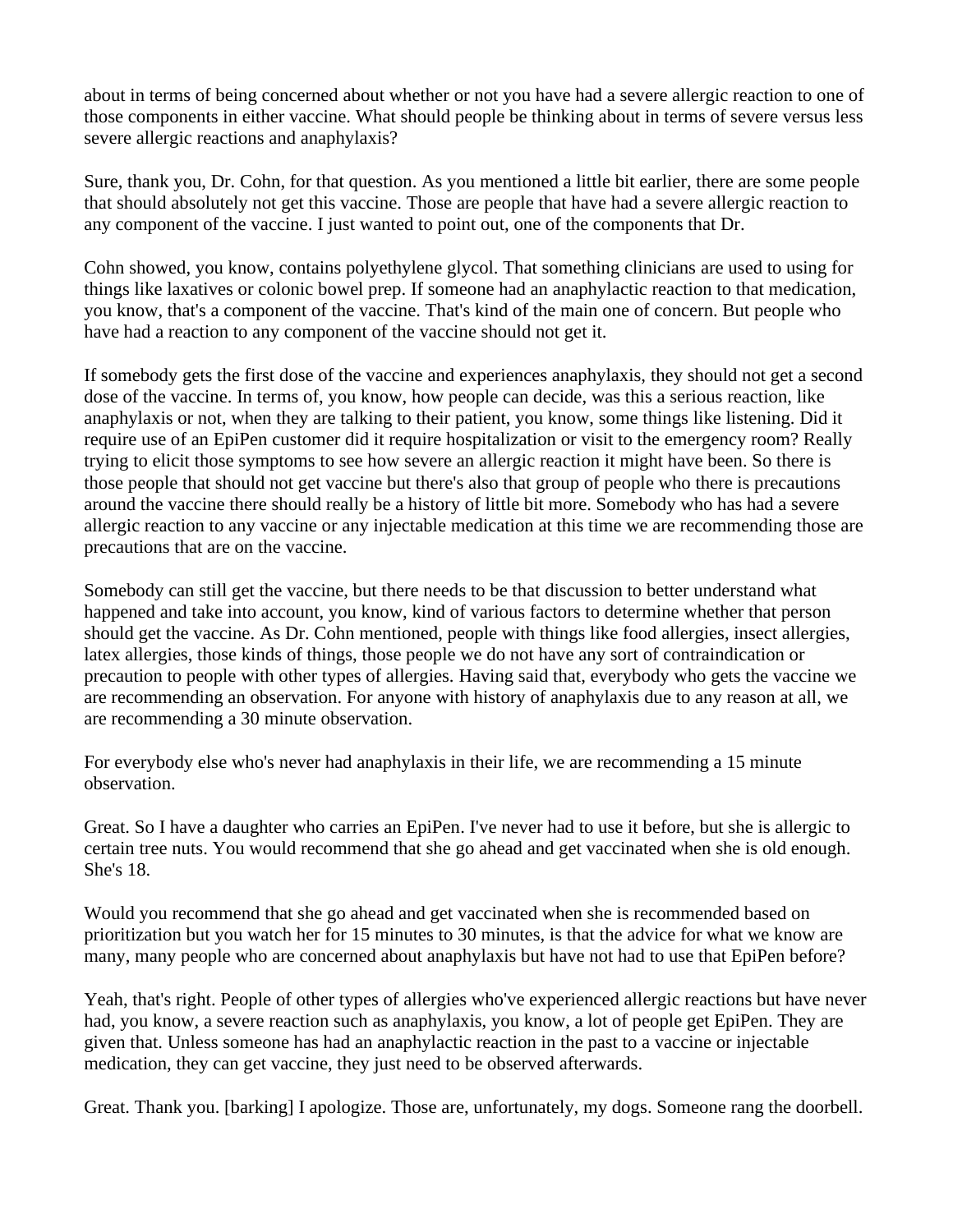about in terms of being concerned about whether or not you have had a severe allergic reaction to one of those components in either vaccine. What should people be thinking about in terms of severe versus less severe allergic reactions and anaphylaxis?

Sure, thank you, Dr. Cohn, for that question. As you mentioned a little bit earlier, there are some people that should absolutely not get this vaccine. Those are people that have had a severe allergic reaction to any component of the vaccine. I just wanted to point out, one of the components that Dr.

Cohn showed, you know, contains polyethylene glycol. That something clinicians are used to using for things like laxatives or colonic bowel prep. If someone had an anaphylactic reaction to that medication, you know, that's a component of the vaccine. That's kind of the main one of concern. But people who have had a reaction to any component of the vaccine should not get it.

If somebody gets the first dose of the vaccine and experiences anaphylaxis, they should not get a second dose of the vaccine. In terms of, you know, how people can decide, was this a serious reaction, like anaphylaxis or not, when they are talking to their patient, you know, some things like listening. Did it require use of an EpiPen customer did it require hospitalization or visit to the emergency room? Really trying to elicit those symptoms to see how severe an allergic reaction it might have been. So there is those people that should not get vaccine but there's also that group of people who there is precautions around the vaccine there should really be a history of little bit more. Somebody who has had a severe allergic reaction to any vaccine or any injectable medication at this time we are recommending those are precautions that are on the vaccine.

Somebody can still get the vaccine, but there needs to be that discussion to better understand what happened and take into account, you know, kind of various factors to determine whether that person should get the vaccine. As Dr. Cohn mentioned, people with things like food allergies, insect allergies, latex allergies, those kinds of things, those people we do not have any sort of contraindication or precaution to people with other types of allergies. Having said that, everybody who gets the vaccine we are recommending an observation. For anyone with history of anaphylaxis due to any reason at all, we are recommending a 30 minute observation.

For everybody else who's never had anaphylaxis in their life, we are recommending a 15 minute observation.

Great. So I have a daughter who carries an EpiPen. I've never had to use it before, but she is allergic to certain tree nuts. You would recommend that she go ahead and get vaccinated when she is old enough. She's 18.

Would you recommend that she go ahead and get vaccinated when she is recommended based on prioritization but you watch her for 15 minutes to 30 minutes, is that the advice for what we know are many, many people who are concerned about anaphylaxis but have not had to use that EpiPen before?

Yeah, that's right. People of other types of allergies who've experienced allergic reactions but have never had, you know, a severe reaction such as anaphylaxis, you know, a lot of people get EpiPen. They are given that. Unless someone has had an anaphylactic reaction in the past to a vaccine or injectable medication, they can get vaccine, they just need to be observed afterwards.

Great. Thank you. [barking] I apologize. Those are, unfortunately, my dogs. Someone rang the doorbell.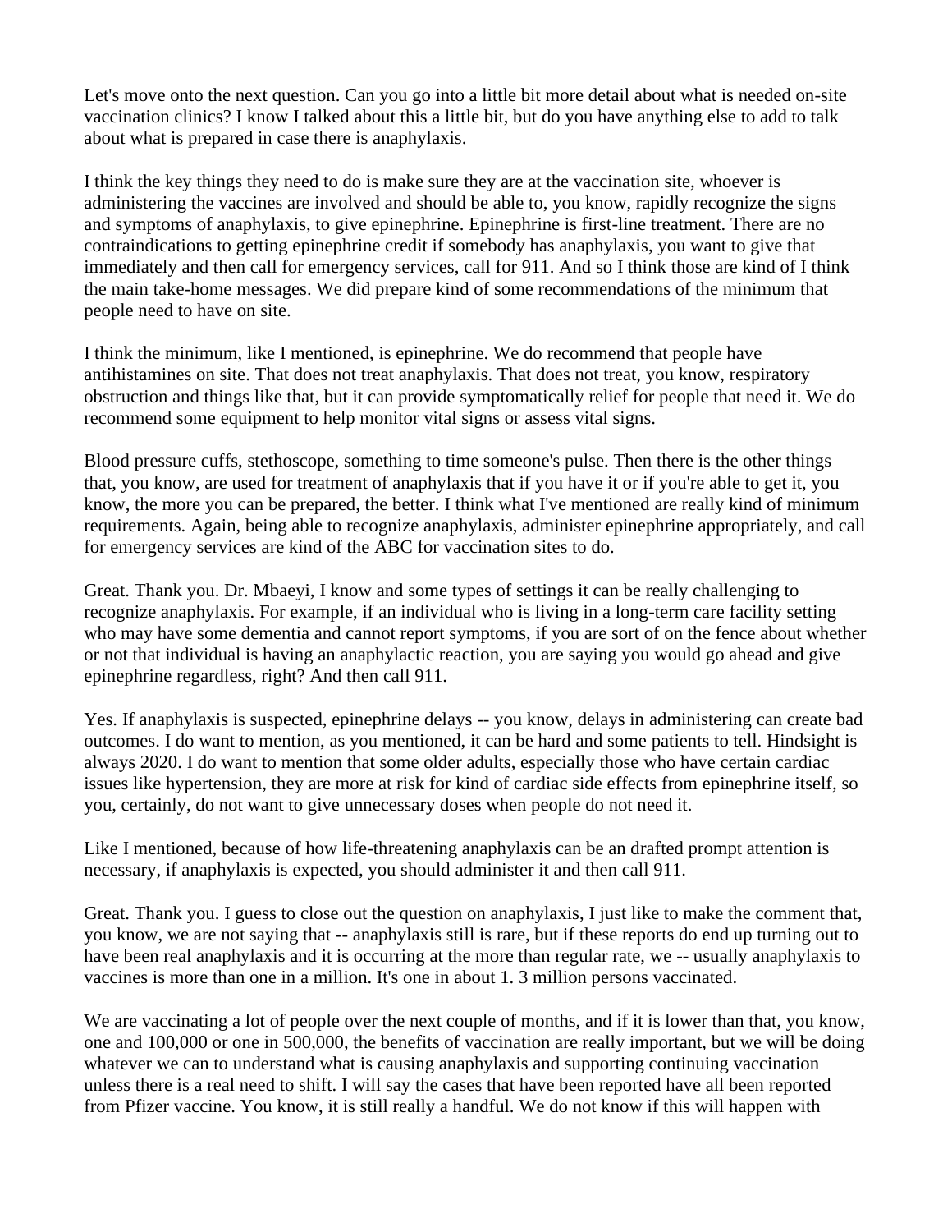Let's move onto the next question. Can you go into a little bit more detail about what is needed on-site vaccination clinics? I know I talked about this a little bit, but do you have anything else to add to talk about what is prepared in case there is anaphylaxis.

I think the key things they need to do is make sure they are at the vaccination site, whoever is administering the vaccines are involved and should be able to, you know, rapidly recognize the signs and symptoms of anaphylaxis, to give epinephrine. Epinephrine is first-line treatment. There are no contraindications to getting epinephrine credit if somebody has anaphylaxis, you want to give that immediately and then call for emergency services, call for 911. And so I think those are kind of I think the main take-home messages. We did prepare kind of some recommendations of the minimum that people need to have on site.

I think the minimum, like I mentioned, is epinephrine. We do recommend that people have antihistamines on site. That does not treat anaphylaxis. That does not treat, you know, respiratory obstruction and things like that, but it can provide symptomatically relief for people that need it. We do recommend some equipment to help monitor vital signs or assess vital signs.

Blood pressure cuffs, stethoscope, something to time someone's pulse. Then there is the other things that, you know, are used for treatment of anaphylaxis that if you have it or if you're able to get it, you know, the more you can be prepared, the better. I think what I've mentioned are really kind of minimum requirements. Again, being able to recognize anaphylaxis, administer epinephrine appropriately, and call for emergency services are kind of the ABC for vaccination sites to do.

Great. Thank you. Dr. Mbaeyi, I know and some types of settings it can be really challenging to recognize anaphylaxis. For example, if an individual who is living in a long-term care facility setting who may have some dementia and cannot report symptoms, if you are sort of on the fence about whether or not that individual is having an anaphylactic reaction, you are saying you would go ahead and give epinephrine regardless, right? And then call 911.

Yes. If anaphylaxis is suspected, epinephrine delays -- you know, delays in administering can create bad outcomes. I do want to mention, as you mentioned, it can be hard and some patients to tell. Hindsight is always 2020. I do want to mention that some older adults, especially those who have certain cardiac issues like hypertension, they are more at risk for kind of cardiac side effects from epinephrine itself, so you, certainly, do not want to give unnecessary doses when people do not need it.

Like I mentioned, because of how life-threatening anaphylaxis can be an drafted prompt attention is necessary, if anaphylaxis is expected, you should administer it and then call 911.

Great. Thank you. I guess to close out the question on anaphylaxis, I just like to make the comment that, you know, we are not saying that -- anaphylaxis still is rare, but if these reports do end up turning out to have been real anaphylaxis and it is occurring at the more than regular rate, we -- usually anaphylaxis to vaccines is more than one in a million. It's one in about 1. 3 million persons vaccinated.

We are vaccinating a lot of people over the next couple of months, and if it is lower than that, you know, one and 100,000 or one in 500,000, the benefits of vaccination are really important, but we will be doing whatever we can to understand what is causing anaphylaxis and supporting continuing vaccination unless there is a real need to shift. I will say the cases that have been reported have all been reported from Pfizer vaccine. You know, it is still really a handful. We do not know if this will happen with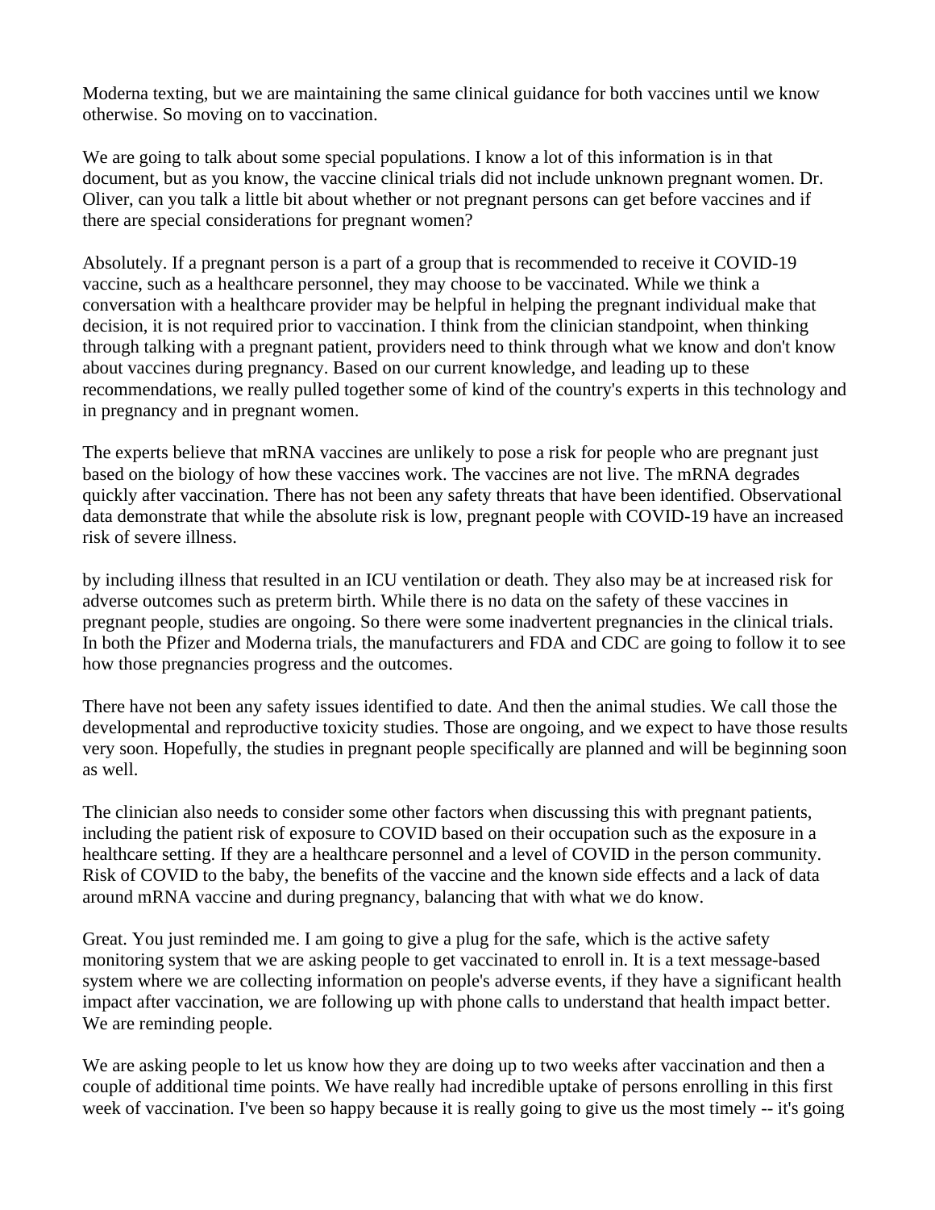Moderna texting, but we are maintaining the same clinical guidance for both vaccines until we know otherwise. So moving on to vaccination.

We are going to talk about some special populations. I know a lot of this information is in that document, but as you know, the vaccine clinical trials did not include unknown pregnant women. Dr. Oliver, can you talk a little bit about whether or not pregnant persons can get before vaccines and if there are special considerations for pregnant women?

Absolutely. If a pregnant person is a part of a group that is recommended to receive it COVID-19 vaccine, such as a healthcare personnel, they may choose to be vaccinated. While we think a conversation with a healthcare provider may be helpful in helping the pregnant individual make that decision, it is not required prior to vaccination. I think from the clinician standpoint, when thinking through talking with a pregnant patient, providers need to think through what we know and don't know about vaccines during pregnancy. Based on our current knowledge, and leading up to these recommendations, we really pulled together some of kind of the country's experts in this technology and in pregnancy and in pregnant women.

The experts believe that mRNA vaccines are unlikely to pose a risk for people who are pregnant just based on the biology of how these vaccines work. The vaccines are not live. The mRNA degrades quickly after vaccination. There has not been any safety threats that have been identified. Observational data demonstrate that while the absolute risk is low, pregnant people with COVID-19 have an increased risk of severe illness.

by including illness that resulted in an ICU ventilation or death. They also may be at increased risk for adverse outcomes such as preterm birth. While there is no data on the safety of these vaccines in pregnant people, studies are ongoing. So there were some inadvertent pregnancies in the clinical trials. In both the Pfizer and Moderna trials, the manufacturers and FDA and CDC are going to follow it to see how those pregnancies progress and the outcomes.

There have not been any safety issues identified to date. And then the animal studies. We call those the developmental and reproductive toxicity studies. Those are ongoing, and we expect to have those results very soon. Hopefully, the studies in pregnant people specifically are planned and will be beginning soon as well.

The clinician also needs to consider some other factors when discussing this with pregnant patients, including the patient risk of exposure to COVID based on their occupation such as the exposure in a healthcare setting. If they are a healthcare personnel and a level of COVID in the person community. Risk of COVID to the baby, the benefits of the vaccine and the known side effects and a lack of data around mRNA vaccine and during pregnancy, balancing that with what we do know.

Great. You just reminded me. I am going to give a plug for the safe, which is the active safety monitoring system that we are asking people to get vaccinated to enroll in. It is a text message-based system where we are collecting information on people's adverse events, if they have a significant health impact after vaccination, we are following up with phone calls to understand that health impact better. We are reminding people.

We are asking people to let us know how they are doing up to two weeks after vaccination and then a couple of additional time points. We have really had incredible uptake of persons enrolling in this first week of vaccination. I've been so happy because it is really going to give us the most timely -- it's going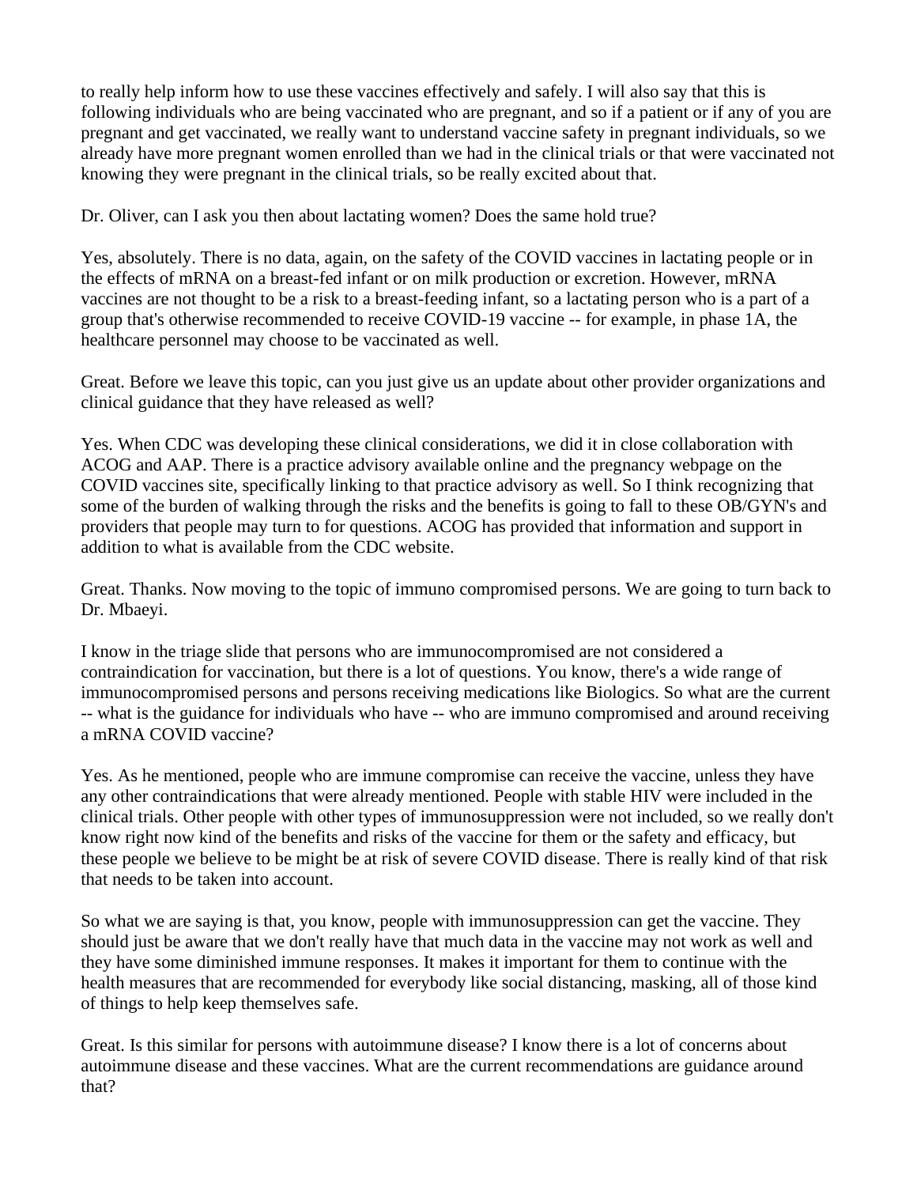to really help inform how to use these vaccines effectively and safely. I will also say that this is following individuals who are being vaccinated who are pregnant, and so if a patient or if any of you are pregnant and get vaccinated, we really want to understand vaccine safety in pregnant individuals, so we already have more pregnant women enrolled than we had in the clinical trials or that were vaccinated not knowing they were pregnant in the clinical trials, so be really excited about that.

Dr. Oliver, can I ask you then about lactating women? Does the same hold true?

Yes, absolutely. There is no data, again, on the safety of the COVID vaccines in lactating people or in the effects of mRNA on a breast-fed infant or on milk production or excretion. However, mRNA vaccines are not thought to be a risk to a breast-feeding infant, so a lactating person who is a part of a group that's otherwise recommended to receive COVID-19 vaccine -- for example, in phase 1A, the healthcare personnel may choose to be vaccinated as well.

Great. Before we leave this topic, can you just give us an update about other provider organizations and clinical guidance that they have released as well?

Yes. When CDC was developing these clinical considerations, we did it in close collaboration with ACOG and AAP. There is a practice advisory available online and the pregnancy webpage on the COVID vaccines site, specifically linking to that practice advisory as well. So I think recognizing that some of the burden of walking through the risks and the benefits is going to fall to these OB/GYN's and providers that people may turn to for questions. ACOG has provided that information and support in addition to what is available from the CDC website.

Great. Thanks. Now moving to the topic of immuno compromised persons. We are going to turn back to Dr. Mbaeyi.

I know in the triage slide that persons who are immunocompromised are not considered a contraindication for vaccination, but there is a lot of questions. You know, there's a wide range of immunocompromised persons and persons receiving medications like Biologics. So what are the current -- what is the guidance for individuals who have -- who are immuno compromised and around receiving a mRNA COVID vaccine?

Yes. As he mentioned, people who are immune compromise can receive the vaccine, unless they have any other contraindications that were already mentioned. People with stable HIV were included in the clinical trials. Other people with other types of immunosuppression were not included, so we really don't know right now kind of the benefits and risks of the vaccine for them or the safety and efficacy, but these people we believe to be might be at risk of severe COVID disease. There is really kind of that risk that needs to be taken into account.

So what we are saying is that, you know, people with immunosuppression can get the vaccine. They should just be aware that we don't really have that much data in the vaccine may not work as well and they have some diminished immune responses. It makes it important for them to continue with the health measures that are recommended for everybody like social distancing, masking, all of those kind of things to help keep themselves safe.

Great. Is this similar for persons with autoimmune disease? I know there is a lot of concerns about autoimmune disease and these vaccines. What are the current recommendations are guidance around that?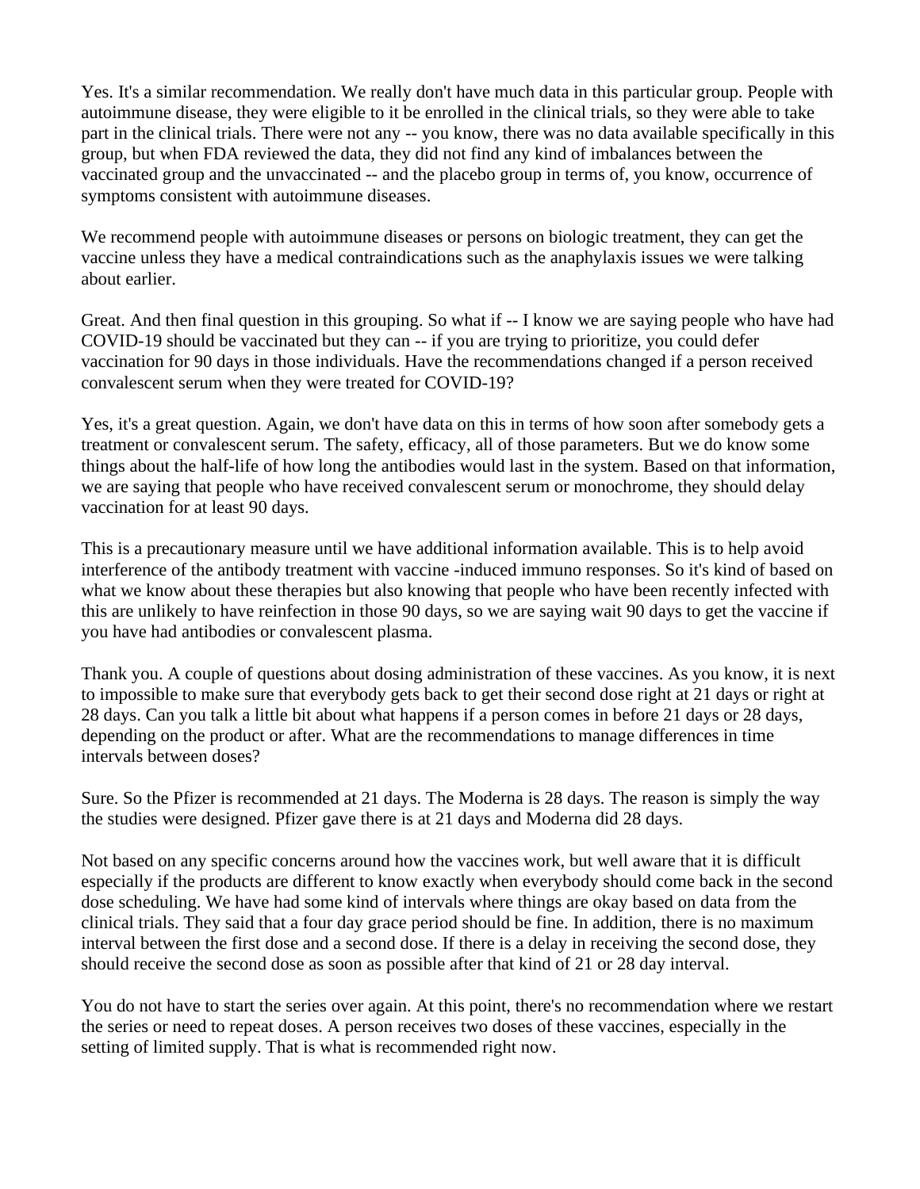Yes. It's a similar recommendation. We really don't have much data in this particular group. People with autoimmune disease, they were eligible to it be enrolled in the clinical trials, so they were able to take part in the clinical trials. There were not any -- you know, there was no data available specifically in this group, but when FDA reviewed the data, they did not find any kind of imbalances between the vaccinated group and the unvaccinated -- and the placebo group in terms of, you know, occurrence of symptoms consistent with autoimmune diseases.

We recommend people with autoimmune diseases or persons on biologic treatment, they can get the vaccine unless they have a medical contraindications such as the anaphylaxis issues we were talking about earlier.

Great. And then final question in this grouping. So what if -- I know we are saying people who have had COVID-19 should be vaccinated but they can -- if you are trying to prioritize, you could defer vaccination for 90 days in those individuals. Have the recommendations changed if a person received convalescent serum when they were treated for COVID-19?

Yes, it's a great question. Again, we don't have data on this in terms of how soon after somebody gets a treatment or convalescent serum. The safety, efficacy, all of those parameters. But we do know some things about the half-life of how long the antibodies would last in the system. Based on that information, we are saying that people who have received convalescent serum or monochrome, they should delay vaccination for at least 90 days.

This is a precautionary measure until we have additional information available. This is to help avoid interference of the antibody treatment with vaccine -induced immuno responses. So it's kind of based on what we know about these therapies but also knowing that people who have been recently infected with this are unlikely to have reinfection in those 90 days, so we are saying wait 90 days to get the vaccine if you have had antibodies or convalescent plasma.

Thank you. A couple of questions about dosing administration of these vaccines. As you know, it is next to impossible to make sure that everybody gets back to get their second dose right at 21 days or right at 28 days. Can you talk a little bit about what happens if a person comes in before 21 days or 28 days, depending on the product or after. What are the recommendations to manage differences in time intervals between doses?

Sure. So the Pfizer is recommended at 21 days. The Moderna is 28 days. The reason is simply the way the studies were designed. Pfizer gave there is at 21 days and Moderna did 28 days.

Not based on any specific concerns around how the vaccines work, but well aware that it is difficult especially if the products are different to know exactly when everybody should come back in the second dose scheduling. We have had some kind of intervals where things are okay based on data from the clinical trials. They said that a four day grace period should be fine. In addition, there is no maximum interval between the first dose and a second dose. If there is a delay in receiving the second dose, they should receive the second dose as soon as possible after that kind of 21 or 28 day interval.

You do not have to start the series over again. At this point, there's no recommendation where we restart the series or need to repeat doses. A person receives two doses of these vaccines, especially in the setting of limited supply. That is what is recommended right now.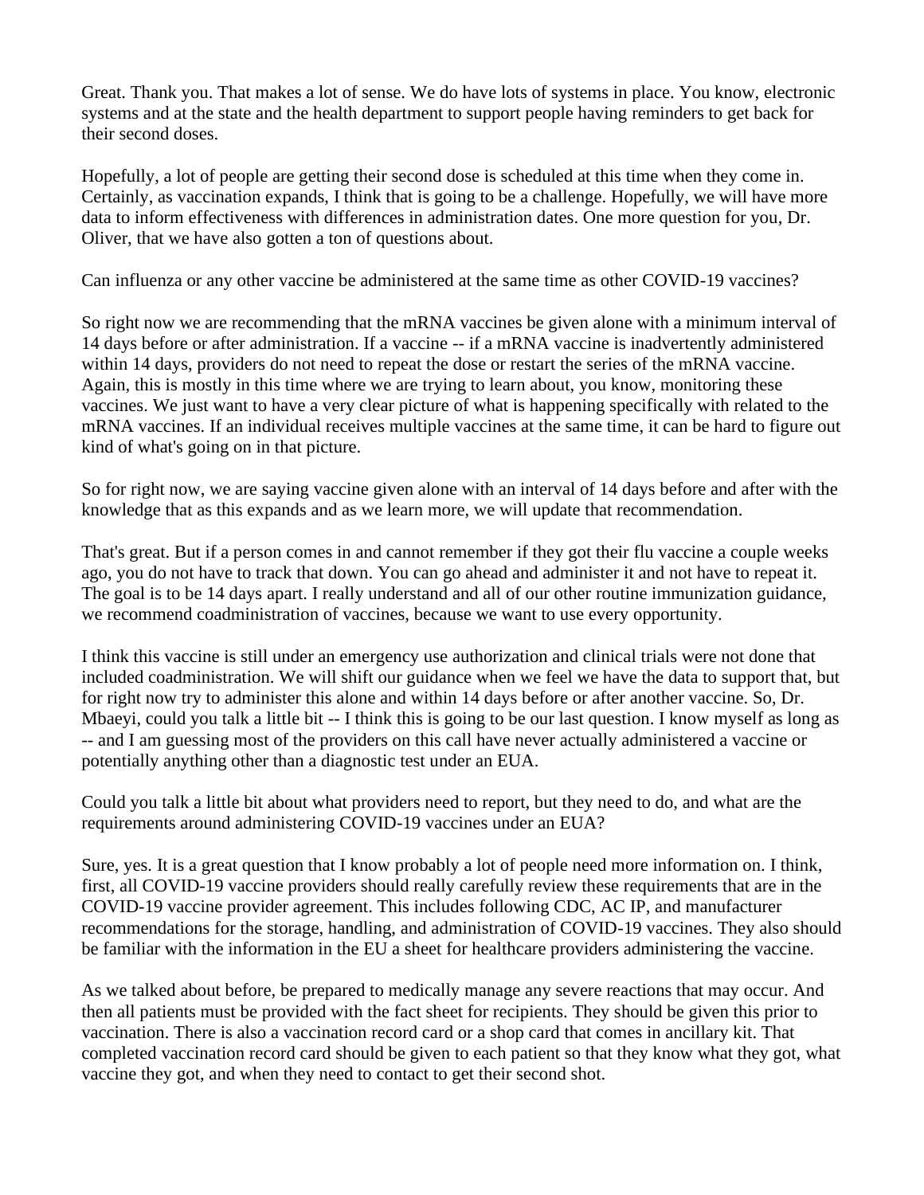Great. Thank you. That makes a lot of sense. We do have lots of systems in place. You know, electronic systems and at the state and the health department to support people having reminders to get back for their second doses.

Hopefully, a lot of people are getting their second dose is scheduled at this time when they come in. Certainly, as vaccination expands, I think that is going to be a challenge. Hopefully, we will have more data to inform effectiveness with differences in administration dates. One more question for you, Dr. Oliver, that we have also gotten a ton of questions about.

Can influenza or any other vaccine be administered at the same time as other COVID-19 vaccines?

So right now we are recommending that the mRNA vaccines be given alone with a minimum interval of 14 days before or after administration. If a vaccine -- if a mRNA vaccine is inadvertently administered within 14 days, providers do not need to repeat the dose or restart the series of the mRNA vaccine. Again, this is mostly in this time where we are trying to learn about, you know, monitoring these vaccines. We just want to have a very clear picture of what is happening specifically with related to the mRNA vaccines. If an individual receives multiple vaccines at the same time, it can be hard to figure out kind of what's going on in that picture.

So for right now, we are saying vaccine given alone with an interval of 14 days before and after with the knowledge that as this expands and as we learn more, we will update that recommendation.

That's great. But if a person comes in and cannot remember if they got their flu vaccine a couple weeks ago, you do not have to track that down. You can go ahead and administer it and not have to repeat it. The goal is to be 14 days apart. I really understand and all of our other routine immunization guidance, we recommend coadministration of vaccines, because we want to use every opportunity.

I think this vaccine is still under an emergency use authorization and clinical trials were not done that included coadministration. We will shift our guidance when we feel we have the data to support that, but for right now try to administer this alone and within 14 days before or after another vaccine. So, Dr. Mbaeyi, could you talk a little bit -- I think this is going to be our last question. I know myself as long as -- and I am guessing most of the providers on this call have never actually administered a vaccine or potentially anything other than a diagnostic test under an EUA.

Could you talk a little bit about what providers need to report, but they need to do, and what are the requirements around administering COVID-19 vaccines under an EUA?

Sure, yes. It is a great question that I know probably a lot of people need more information on. I think, first, all COVID-19 vaccine providers should really carefully review these requirements that are in the COVID-19 vaccine provider agreement. This includes following CDC, AC IP, and manufacturer recommendations for the storage, handling, and administration of COVID-19 vaccines. They also should be familiar with the information in the EU a sheet for healthcare providers administering the vaccine.

As we talked about before, be prepared to medically manage any severe reactions that may occur. And then all patients must be provided with the fact sheet for recipients. They should be given this prior to vaccination. There is also a vaccination record card or a shop card that comes in ancillary kit. That completed vaccination record card should be given to each patient so that they know what they got, what vaccine they got, and when they need to contact to get their second shot.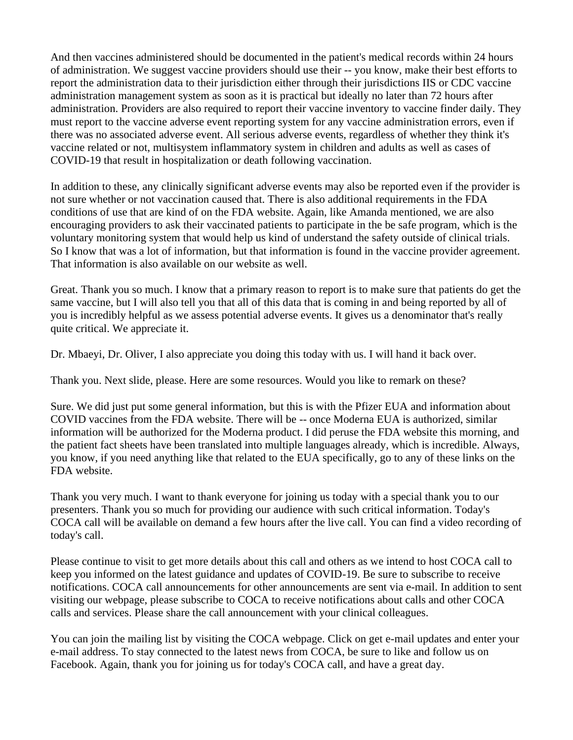And then vaccines administered should be documented in the patient's medical records within 24 hours of administration. We suggest vaccine providers should use their -- you know, make their best efforts to report the administration data to their jurisdiction either through their jurisdictions IIS or CDC vaccine administration management system as soon as it is practical but ideally no later than 72 hours after administration. Providers are also required to report their vaccine inventory to vaccine finder daily. They must report to the vaccine adverse event reporting system for any vaccine administration errors, even if there was no associated adverse event. All serious adverse events, regardless of whether they think it's vaccine related or not, multisystem inflammatory system in children and adults as well as cases of COVID-19 that result in hospitalization or death following vaccination.

In addition to these, any clinically significant adverse events may also be reported even if the provider is not sure whether or not vaccination caused that. There is also additional requirements in the FDA conditions of use that are kind of on the FDA website. Again, like Amanda mentioned, we are also encouraging providers to ask their vaccinated patients to participate in the be safe program, which is the voluntary monitoring system that would help us kind of understand the safety outside of clinical trials. So I know that was a lot of information, but that information is found in the vaccine provider agreement. That information is also available on our website as well.

Great. Thank you so much. I know that a primary reason to report is to make sure that patients do get the same vaccine, but I will also tell you that all of this data that is coming in and being reported by all of you is incredibly helpful as we assess potential adverse events. It gives us a denominator that's really quite critical. We appreciate it.

Dr. Mbaeyi, Dr. Oliver, I also appreciate you doing this today with us. I will hand it back over.

Thank you. Next slide, please. Here are some resources. Would you like to remark on these?

Sure. We did just put some general information, but this is with the Pfizer EUA and information about COVID vaccines from the FDA website. There will be -- once Moderna EUA is authorized, similar information will be authorized for the Moderna product. I did peruse the FDA website this morning, and the patient fact sheets have been translated into multiple languages already, which is incredible. Always, you know, if you need anything like that related to the EUA specifically, go to any of these links on the FDA website.

Thank you very much. I want to thank everyone for joining us today with a special thank you to our presenters. Thank you so much for providing our audience with such critical information. Today's COCA call will be available on demand a few hours after the live call. You can find a video recording of today's call.

Please continue to visit to get more details about this call and others as we intend to host COCA call to keep you informed on the latest guidance and updates of COVID-19. Be sure to subscribe to receive notifications. COCA call announcements for other announcements are sent via e-mail. In addition to sent visiting our webpage, please subscribe to COCA to receive notifications about calls and other COCA calls and services. Please share the call announcement with your clinical colleagues.

You can join the mailing list by visiting the COCA webpage. Click on get e-mail updates and enter your e-mail address. To stay connected to the latest news from COCA, be sure to like and follow us on Facebook. Again, thank you for joining us for today's COCA call, and have a great day.